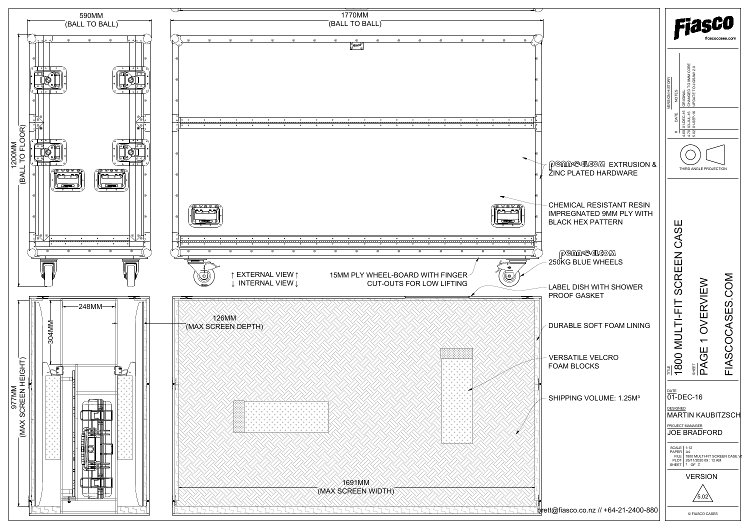# 1800 MULTI-FIT SCREEN CASE

## PAGE 1 OVERVIEW

FIASCOCASES.COM

**Fiasco** fiascocases.com

### Dimensions

- 590MM (BALL TO BALL)
- 1770MM (BALL TO BALL)
- 1200MM (BALL TO FLOOR)
- 248MM
- 304MM
- 977MM (MAX SCREEN HEIGHT)
- 126MM (MAX SCREEN DEPTH)
- 1691MM (MAX SCREEN WIDTH)

↑ EXTERNAL VIEW ↑
↓ INTERNAL VIEW ↓

### Features

- PENN-ELCOM EXTRUSION & ZINC PLATED HARDWARE
- CHEMICAL RESISTANT RESIN IMPREGNATED 9MM PLY WITH BLACK HEX PATTERN
- PENN-ELCOM 250KG BLUE WHEELS
- 15MM PLY WHEEL-BOARD WITH FINGER CUT-OUTS FOR LOW LIFTING
- LABEL DISH WITH SHOWER PROOF GASKET
- DURABLE SOFT FOAM LINING
- VERSATILE VELCRO FOAM BLOCKS
- SHIPPING VOLUME: 1.25M³

brett@fiasco.co.nz // +64-21-2400-880

### Version History

| # | DATE | NOTES |
|---|---|---|
| 4.60 | 01-DEC-16 | ORIGINAL |
| 4.70 | 03-JUL-16 | CHANGED TO 9MM CORE |
| 5.02 | 01-SEP-16 | UPDATE TO JIGSAW 2.0 |

THIRD ANGLE PROJECTION

TITLE: 1800 MULTI-FIT SCREEN CASE

SHEET: PAGE 1 OVERVIEW

DATE: 01-DEC-16

DESIGNED: MARTIN KAUBITZSCH

PROJECT MANAGER: JOE BRADFORD

| | |
|---|---|
| SCALE | 1:12 |
| PAPER | A4 |
| FILE | 1800 MULTI-FIT SCREEN CASE V |
| PLOT | 26/11/2020 09 : 12 AM |
| SHEET | 1 OF 2 |

VERSION: 5.02

© FIASCO CASES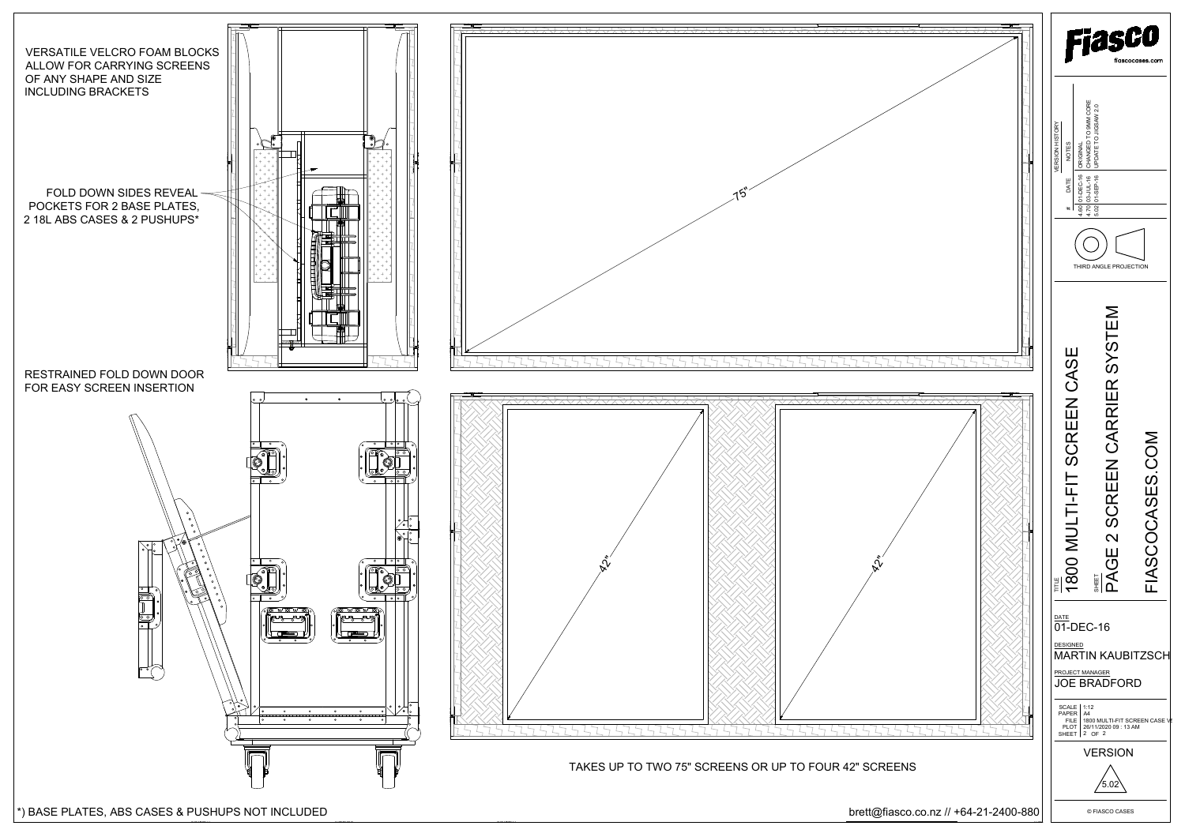VERSATILE VELCRO FOAM BLOCKS ALLOW FOR CARRYING SCREENS OF ANY SHAPE AND SIZE INCLUDING BRACKETS

FOLD DOWN SIDES REVEAL POCKETS FOR 2 BASE PLATES, 2 18L ABS CASES & 2 PUSHUPS*

RESTRAINED FOLD DOWN DOOR FOR EASY SCREEN INSERTION

75"

42"

42"

TAKES UP TO TWO 75" SCREENS OR UP TO FOUR 42" SCREENS

*) BASE PLATES, ABS CASES & PUSHUPS NOT INCLUDED

brett@fiasco.co.nz // +64-21-2400-880

Fiasco

fiascocases.com

VERSION HISTORY

| # | DATE | NOTES |
|---|---|---|
| 4.60 | 01-DEC-16 | ORIGINAL |
| 4.70 | 03-JUL-16 | CHANGED TO 9MM CORE |
| 5.02 | 01-SEP-16 | UPDATE TO JIGSAW 2.0 |

THIRD ANGLE PROJECTION

TITLE
1800 MULTI-FIT SCREEN CASE

SHEET
PAGE 2 SCREEN CARRIER SYSTEM

FIASCOCASES.COM

DATE
01-DEC-16

DESIGNED
MARTIN KAUBITZSCH

PROJECT MANAGER
JOE BRADFORD

| | |
|---|---|
| SCALE | 1:12 |
| PAPER | A4 |
| FILE | 1800 MULTI-FIT SCREEN CASE V |
| PLOT | 26/11/2020 09 : 13 AM |
| SHEET | 2 OF 2 |

VERSION

5.02

© FIASCO CASES